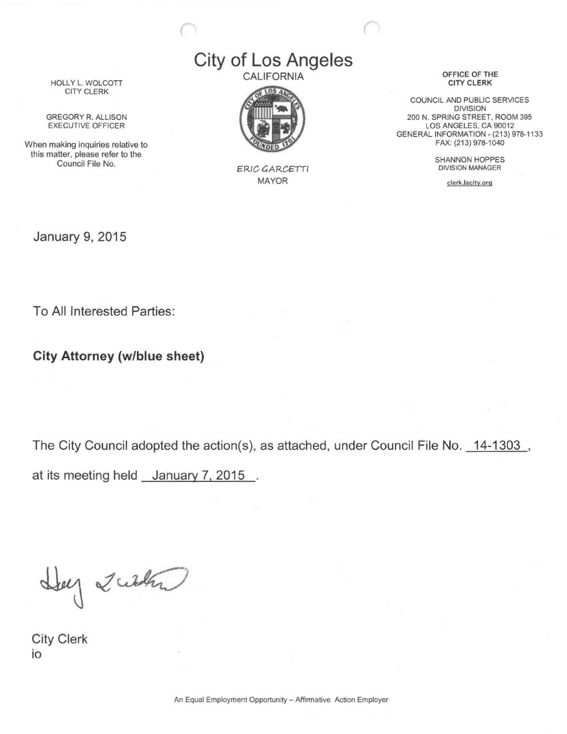# City of Los Angeles

CALIFORNIA

ERIC GARCETTI
MAYOR

HOLLY L. WOLCOTT
CITY CLERK

GREGORY R. ALLISON
EXECUTIVE OFFICER

When making inquiries relative to this matter, please refer to the Council File No.

**OFFICE OF THE CITY CLERK**

COUNCIL AND PUBLIC SERVICES DIVISION
200 N. SPRING STREET, ROOM 395
LOS ANGELES, CA 90012
GENERAL INFORMATION - (213) 978-1133
FAX: (213) 978-1040

SHANNON HOPPES
DIVISION MANAGER

clerk.lacity.org

January 9, 2015

To All Interested Parties:

**City Attorney (w/blue sheet)**

The City Council adopted the action(s), as attached, under Council File No. 14-1303, at its meeting held January 7, 2015.

City Clerk
io

An Equal Employment Opportunity – Affirmative Action Employer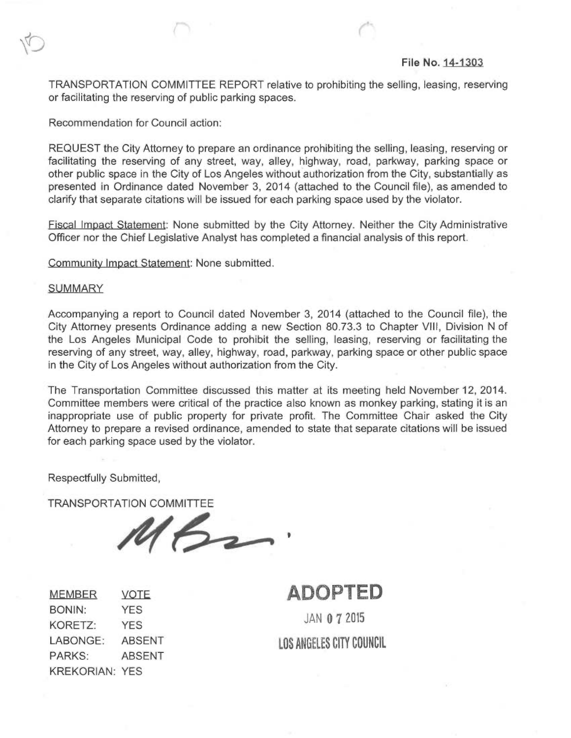File No. 14-1303

TRANSPORTATION COMMITTEE REPORT relative to prohibiting the selling, leasing, reserving or facilitating the reserving of public parking spaces.

Recommendation for Council action:

REQUEST the City Attorney to prepare an ordinance prohibiting the selling, leasing, reserving or facilitating the reserving of any street, way, alley, highway, road, parkway, parking space or other public space in the City of Los Angeles without authorization from the City, substantially as presented in Ordinance dated November 3, 2014 (attached to the Council file), as amended to clarify that separate citations will be issued for each parking space used by the violator.

Fiscal Impact Statement: None submitted by the City Attorney. Neither the City Administrative Officer nor the Chief Legislative Analyst has completed a financial analysis of this report.

Community Impact Statement: None submitted.

SUMMARY

Accompanying a report to Council dated November 3, 2014 (attached to the Council file), the City Attorney presents Ordinance adding a new Section 80.73.3 to Chapter VIII, Division N of the Los Angeles Municipal Code to prohibit the selling, leasing, reserving or facilitating the reserving of any street, way, alley, highway, road, parkway, parking space or other public space in the City of Los Angeles without authorization from the City.

The Transportation Committee discussed this matter at its meeting held November 12, 2014. Committee members were critical of the practice also known as monkey parking, stating it is an inappropriate use of public property for private profit. The Committee Chair asked the City Attorney to prepare a revised ordinance, amended to state that separate citations will be issued for each parking space used by the violator.

Respectfully Submitted,

TRANSPORTATION COMMITTEE

| MEMBER | VOTE |
|---|---|
| BONIN: | YES |
| KORETZ: | YES |
| LABONGE: | ABSENT |
| PARKS: | ABSENT |
| KREKORIAN: | YES |

**ADOPTED**

JAN 07 2015

LOS ANGELES CITY COUNCIL